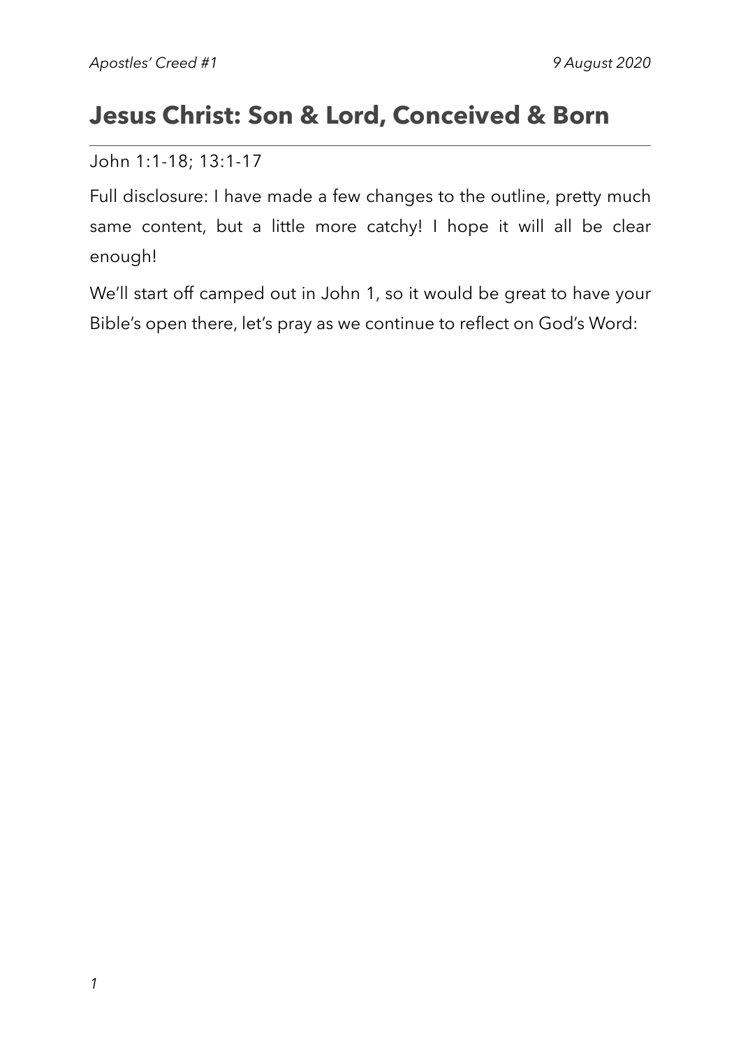# Jesus Christ: Son & Lord, Conceived & Born

John 1:1-18; 13:1-17

Full disclosure: I have made a few changes to the outline, pretty much same content, but a little more catchy! I hope it will all be clear enough!

We'll start off camped out in John 1, so it would be great to have your Bible's open there, let's pray as we continue to reflect on God's Word: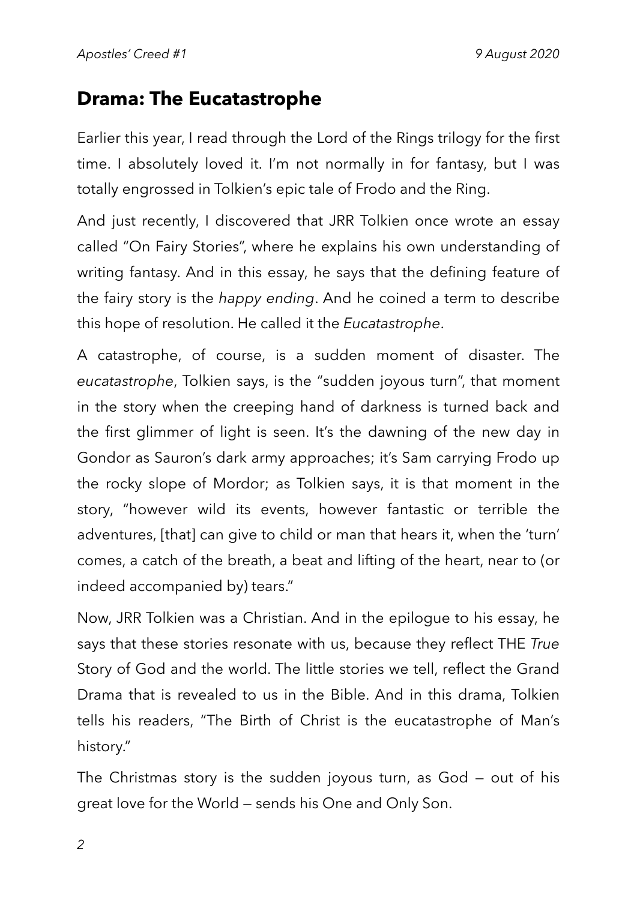## Drama: The Eucatastrophe

Earlier this year, I read through the Lord of the Rings trilogy for the first time. I absolutely loved it. I'm not normally in for fantasy, but I was totally engrossed in Tolkien's epic tale of Frodo and the Ring.

And just recently, I discovered that JRR Tolkien once wrote an essay called "On Fairy Stories", where he explains his own understanding of writing fantasy. And in this essay, he says that the defining feature of the fairy story is the *happy ending*. And he coined a term to describe this hope of resolution. He called it the *Eucatastrophe*.

A catastrophe, of course, is a sudden moment of disaster. The *eucatastrophe*, Tolkien says, is the "sudden joyous turn", that moment in the story when the creeping hand of darkness is turned back and the first glimmer of light is seen. It's the dawning of the new day in Gondor as Sauron's dark army approaches; it's Sam carrying Frodo up the rocky slope of Mordor; as Tolkien says, it is that moment in the story, "however wild its events, however fantastic or terrible the adventures, [that] can give to child or man that hears it, when the 'turn' comes, a catch of the breath, a beat and lifting of the heart, near to (or indeed accompanied by) tears."

Now, JRR Tolkien was a Christian. And in the epilogue to his essay, he says that these stories resonate with us, because they reflect THE *True* Story of God and the world. The little stories we tell, reflect the Grand Drama that is revealed to us in the Bible. And in this drama, Tolkien tells his readers, "The Birth of Christ is the eucatastrophe of Man's history."

The Christmas story is the sudden joyous turn, as God — out of his great love for the World — sends his One and Only Son.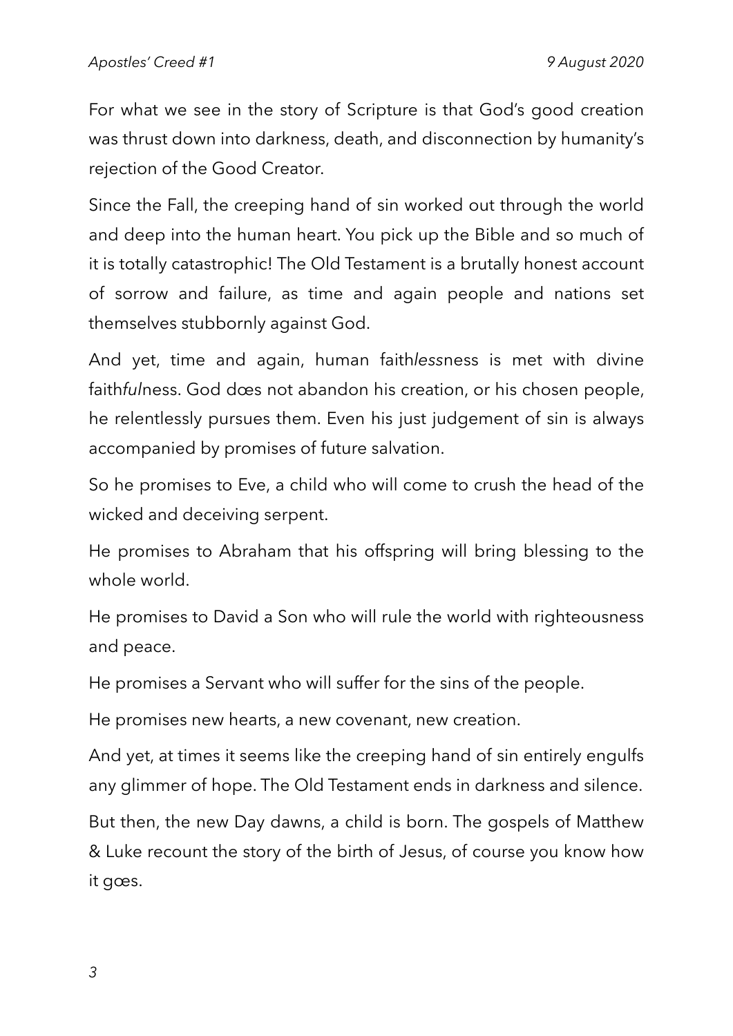For what we see in the story of Scripture is that God's good creation was thrust down into darkness, death, and disconnection by humanity's rejection of the Good Creator.

Since the Fall, the creeping hand of sin worked out through the world and deep into the human heart. You pick up the Bible and so much of it is totally catastrophic! The Old Testament is a brutally honest account of sorrow and failure, as time and again people and nations set themselves stubbornly against God.

And yet, time and again, human faith*less*ness is met with divine faith*ful*ness. God dœs not abandon his creation, or his chosen people, he relentlessly pursues them. Even his just judgement of sin is always accompanied by promises of future salvation.

So he promises to Eve, a child who will come to crush the head of the wicked and deceiving serpent.

He promises to Abraham that his offspring will bring blessing to the whole world.

He promises to David a Son who will rule the world with righteousness and peace.

He promises a Servant who will suffer for the sins of the people.

He promises new hearts, a new covenant, new creation.

And yet, at times it seems like the creeping hand of sin entirely engulfs any glimmer of hope. The Old Testament ends in darkness and silence.

But then, the new Day dawns, a child is born. The gospels of Matthew & Luke recount the story of the birth of Jesus, of course you know how it gœs.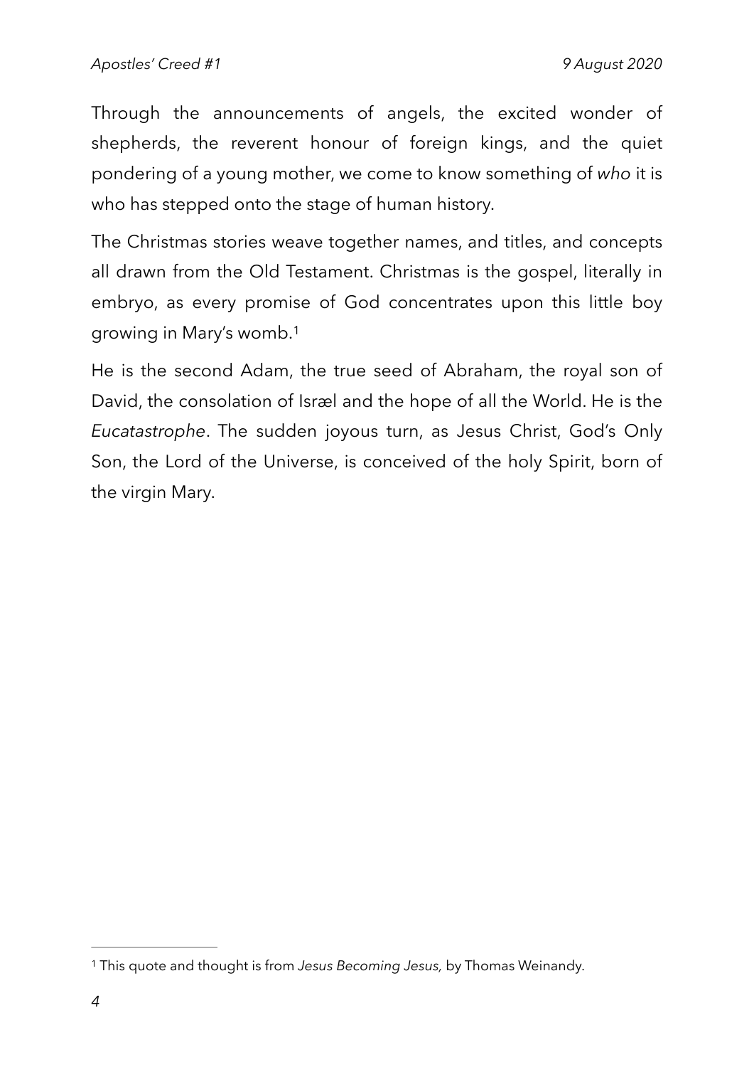Through the announcements of angels, the excited wonder of shepherds, the reverent honour of foreign kings, and the quiet pondering of a young mother, we come to know something of *who* it is who has stepped onto the stage of human history.

The Christmas stories weave together names, and titles, and concepts all drawn from the Old Testament. Christmas is the gospel, literally in embryo, as every promise of God concentrates upon this little boy growing in Mary's womb.[1]

He is the second Adam, the true seed of Abraham, the royal son of David, the consolation of Isræl and the hope of all the World. He is the *Eucatastrophe*. The sudden joyous turn, as Jesus Christ, God's Only Son, the Lord of the Universe, is conceived of the holy Spirit, born of the virgin Mary.

---

[1] This quote and thought is from *Jesus Becoming Jesus,* by Thomas Weinandy.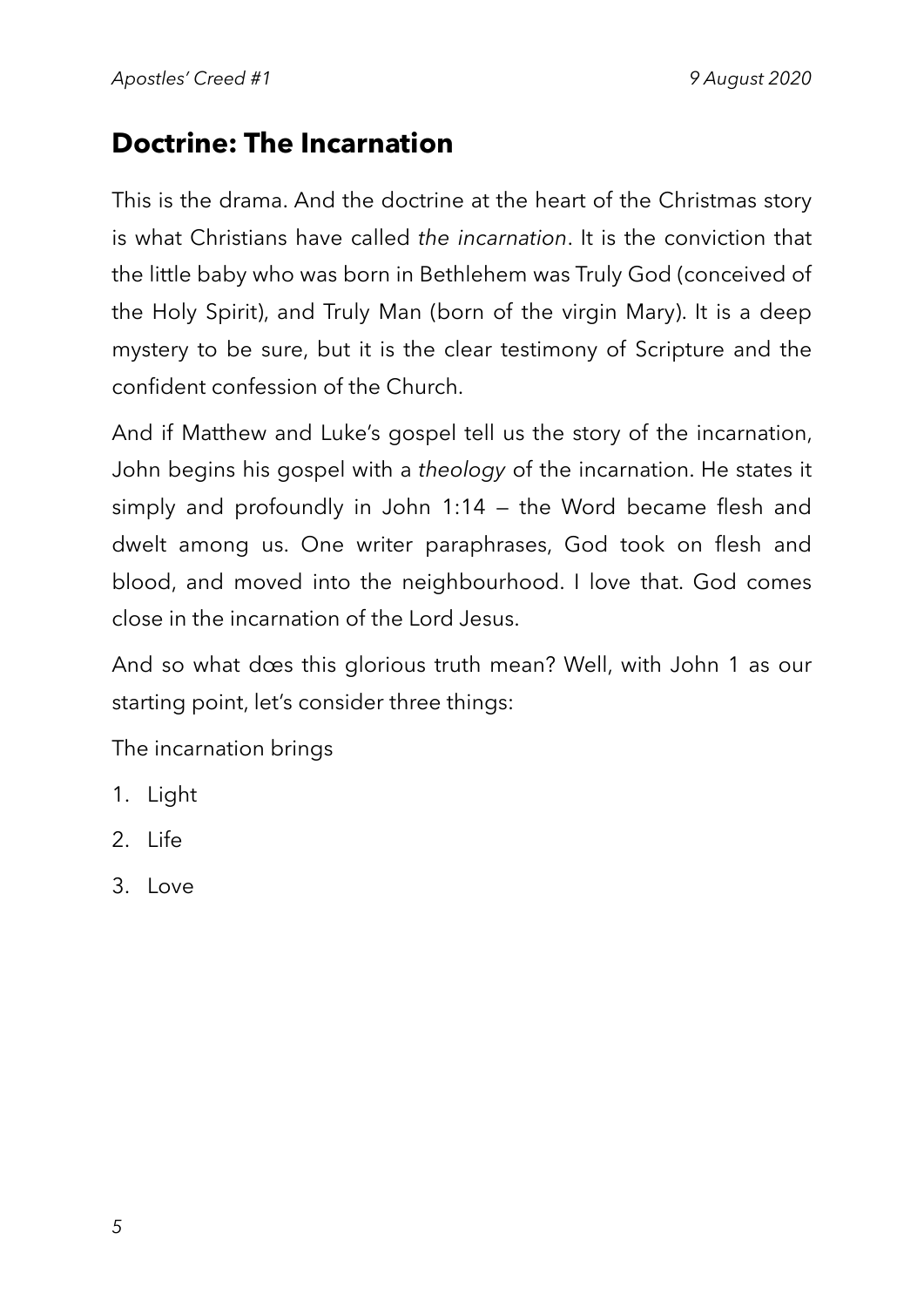## Doctrine: The Incarnation

This is the drama. And the doctrine at the heart of the Christmas story is what Christians have called *the incarnation*. It is the conviction that the little baby who was born in Bethlehem was Truly God (conceived of the Holy Spirit), and Truly Man (born of the virgin Mary). It is a deep mystery to be sure, but it is the clear testimony of Scripture and the confident confession of the Church.

And if Matthew and Luke's gospel tell us the story of the incarnation, John begins his gospel with a *theology* of the incarnation. He states it simply and profoundly in John 1:14 — the Word became flesh and dwelt among us. One writer paraphrases, God took on flesh and blood, and moved into the neighbourhood. I love that. God comes close in the incarnation of the Lord Jesus.

And so what dœs this glorious truth mean? Well, with John 1 as our starting point, let's consider three things:

The incarnation brings

1. Light
2. Life
3. Love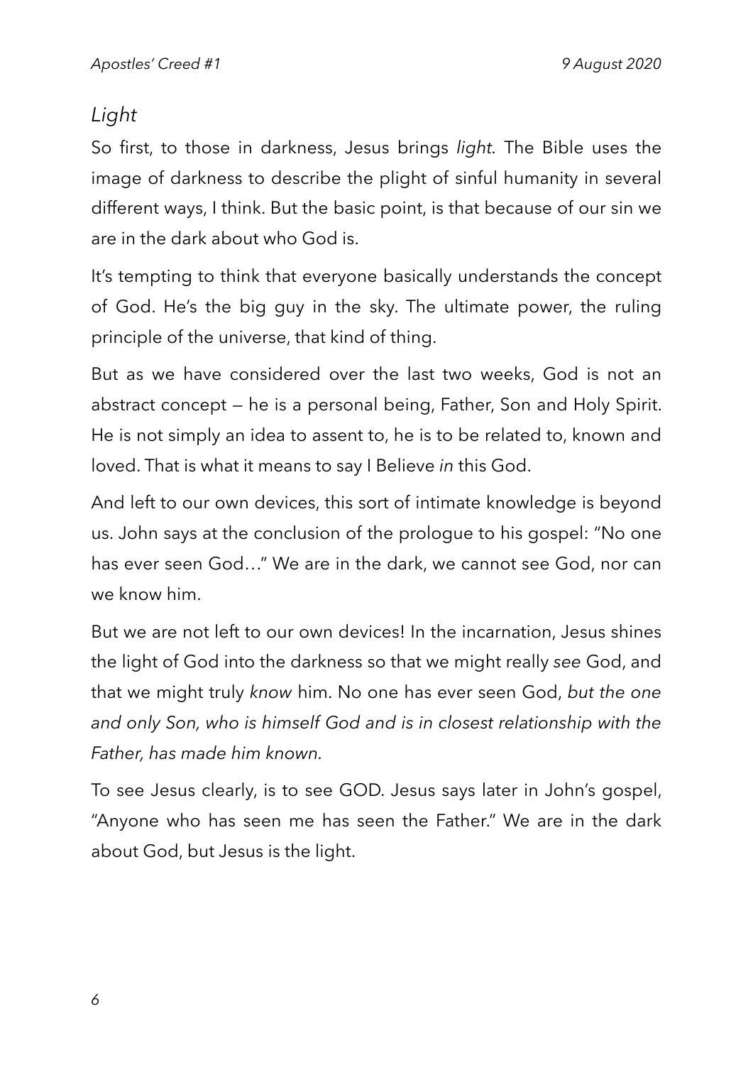## *Light*

So first, to those in darkness, Jesus brings *light*. The Bible uses the image of darkness to describe the plight of sinful humanity in several different ways, I think. But the basic point, is that because of our sin we are in the dark about who God is.

It's tempting to think that everyone basically understands the concept of God. He's the big guy in the sky. The ultimate power, the ruling principle of the universe, that kind of thing.

But as we have considered over the last two weeks, God is not an abstract concept — he is a personal being, Father, Son and Holy Spirit. He is not simply an idea to assent to, he is to be related to, known and loved. That is what it means to say I Believe *in* this God.

And left to our own devices, this sort of intimate knowledge is beyond us. John says at the conclusion of the prologue to his gospel: "No one has ever seen God…" We are in the dark, we cannot see God, nor can we know him.

But we are not left to our own devices! In the incarnation, Jesus shines the light of God into the darkness so that we might really *see* God, and that we might truly *know* him. No one has ever seen God, *but the one and only Son, who is himself God and is in closest relationship with the Father, has made him known*.

To see Jesus clearly, is to see GOD. Jesus says later in John's gospel, "Anyone who has seen me has seen the Father." We are in the dark about God, but Jesus is the light.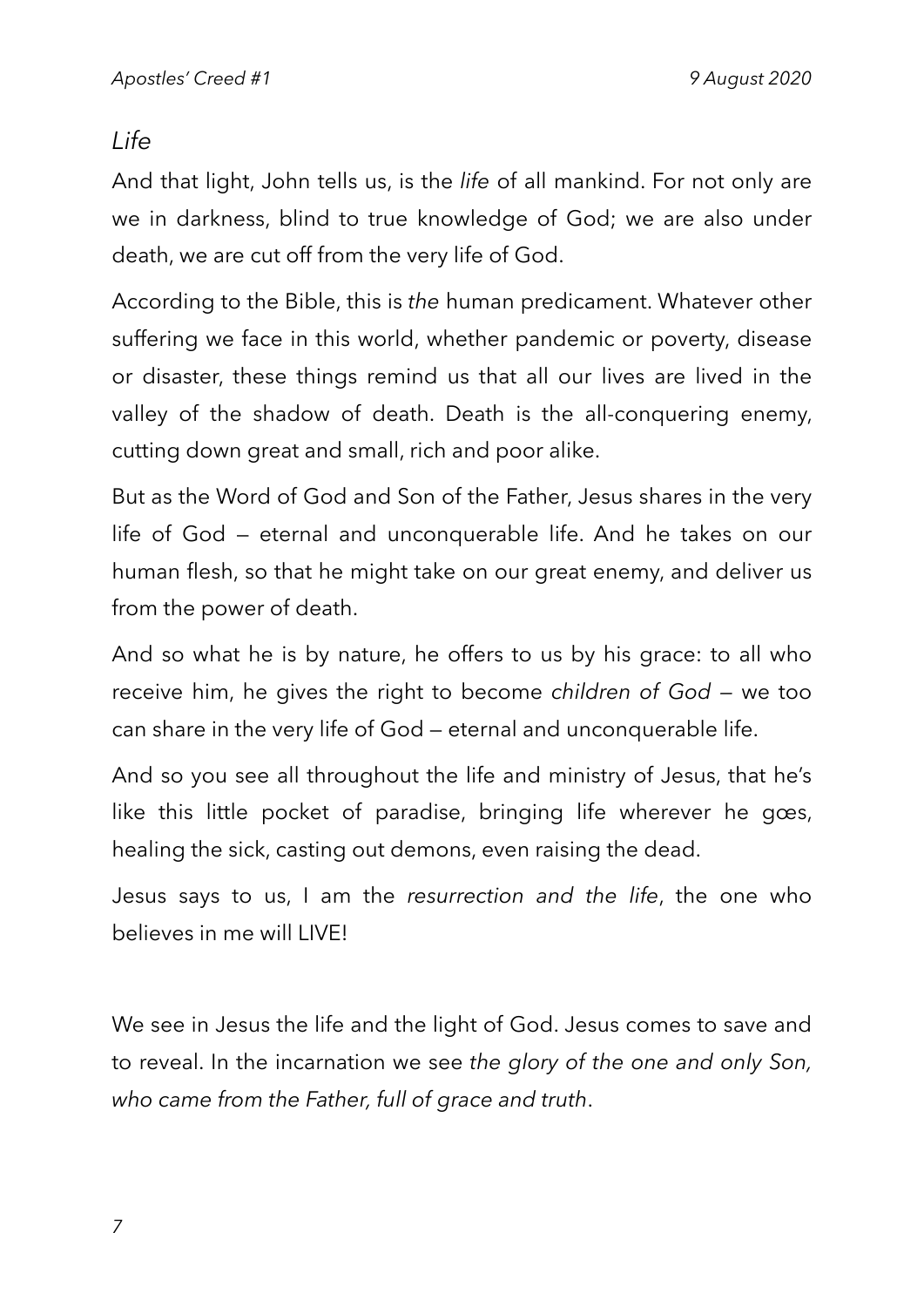*Life*

And that light, John tells us, is the *life* of all mankind. For not only are we in darkness, blind to true knowledge of God; we are also under death, we are cut off from the very life of God.

According to the Bible, this is *the* human predicament. Whatever other suffering we face in this world, whether pandemic or poverty, disease or disaster, these things remind us that all our lives are lived in the valley of the shadow of death. Death is the all-conquering enemy, cutting down great and small, rich and poor alike.

But as the Word of God and Son of the Father, Jesus shares in the very life of God — eternal and unconquerable life. And he takes on our human flesh, so that he might take on our great enemy, and deliver us from the power of death.

And so what he is by nature, he offers to us by his grace: to all who receive him, he gives the right to become *children of God* — we too can share in the very life of God — eternal and unconquerable life.

And so you see all throughout the life and ministry of Jesus, that he's like this little pocket of paradise, bringing life wherever he gœs, healing the sick, casting out demons, even raising the dead.

Jesus says to us, I am the *resurrection and the life*, the one who believes in me will LIVE!

We see in Jesus the life and the light of God. Jesus comes to save and to reveal. In the incarnation we see *the glory of the one and only Son, who came from the Father, full of grace and truth*.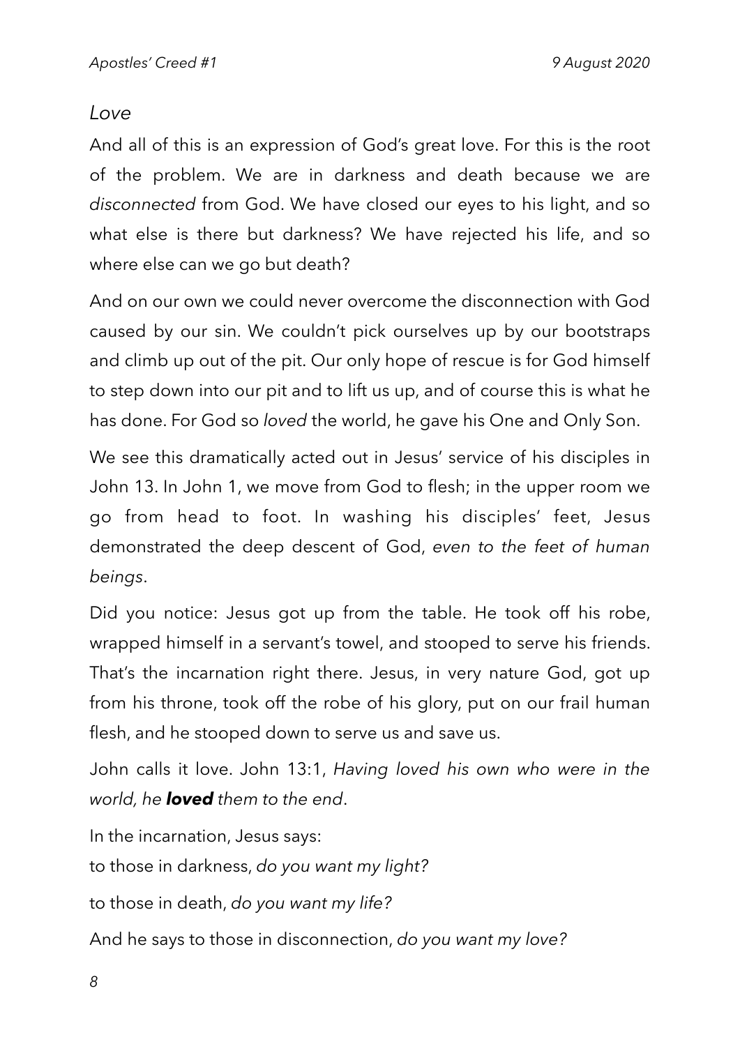*Love*

And all of this is an expression of God's great love. For this is the root of the problem. We are in darkness and death because we are *disconnected* from God. We have closed our eyes to his light, and so what else is there but darkness? We have rejected his life, and so where else can we go but death?

And on our own we could never overcome the disconnection with God caused by our sin. We couldn't pick ourselves up by our bootstraps and climb up out of the pit. Our only hope of rescue is for God himself to step down into our pit and to lift us up, and of course this is what he has done. For God so *loved* the world, he gave his One and Only Son.

We see this dramatically acted out in Jesus' service of his disciples in John 13. In John 1, we move from God to flesh; in the upper room we go from head to foot. In washing his disciples' feet, Jesus demonstrated the deep descent of God, *even to the feet of human beings*.

Did you notice: Jesus got up from the table. He took off his robe, wrapped himself in a servant's towel, and stooped to serve his friends. That's the incarnation right there. Jesus, in very nature God, got up from his throne, took off the robe of his glory, put on our frail human flesh, and he stooped down to serve us and save us.

John calls it love. John 13:1, *Having loved his own who were in the world, he* ***loved*** *them to the end*.

In the incarnation, Jesus says:

to those in darkness, *do you want my light?*

to those in death, *do you want my life?*

And he says to those in disconnection, *do you want my love?*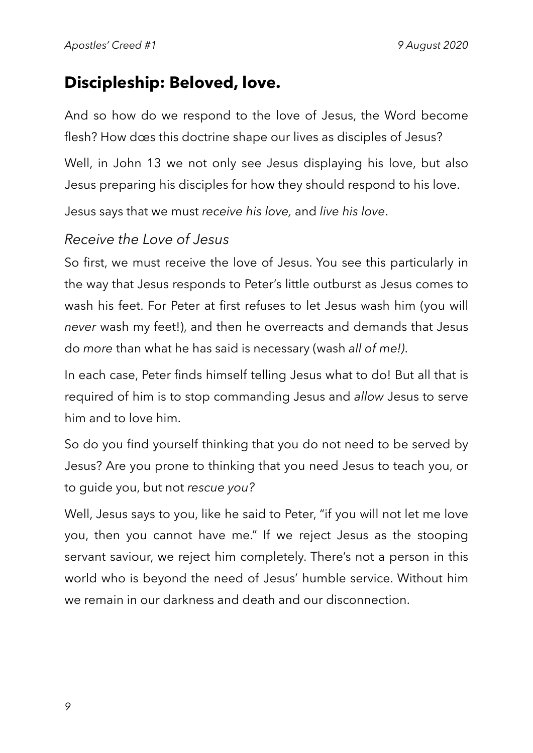## Discipleship: Beloved, love.

And so how do we respond to the love of Jesus, the Word become flesh? How dœs this doctrine shape our lives as disciples of Jesus?

Well, in John 13 we not only see Jesus displaying his love, but also Jesus preparing his disciples for how they should respond to his love.

Jesus says that we must *receive his love,* and *live his love*.

### *Receive the Love of Jesus*

So first, we must receive the love of Jesus. You see this particularly in the way that Jesus responds to Peter's little outburst as Jesus comes to wash his feet. For Peter at first refuses to let Jesus wash him (you will *never* wash my feet!), and then he overreacts and demands that Jesus do *more* than what he has said is necessary (wash *all of me!)*.

In each case, Peter finds himself telling Jesus what to do! But all that is required of him is to stop commanding Jesus and *allow* Jesus to serve him and to love him.

So do you find yourself thinking that you do not need to be served by Jesus? Are you prone to thinking that you need Jesus to teach you, or to guide you, but not *rescue you?*

Well, Jesus says to you, like he said to Peter, "if you will not let me love you, then you cannot have me." If we reject Jesus as the stooping servant saviour, we reject him completely. There's not a person in this world who is beyond the need of Jesus' humble service. Without him we remain in our darkness and death and our disconnection.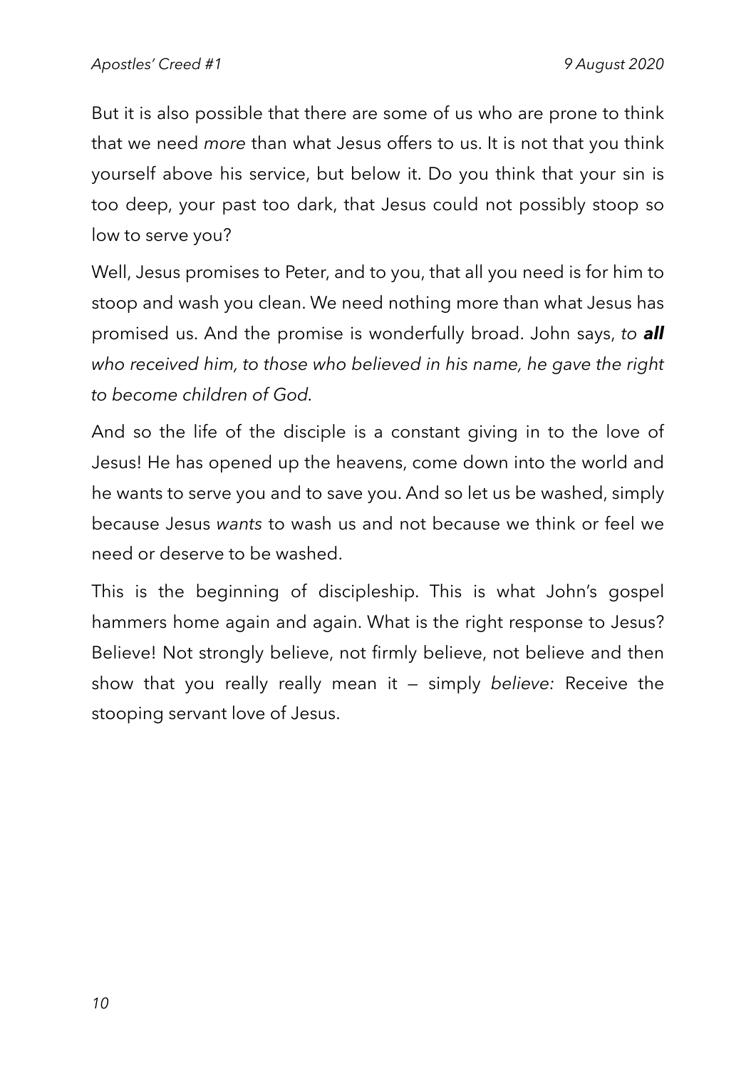But it is also possible that there are some of us who are prone to think that we need *more* than what Jesus offers to us. It is not that you think yourself above his service, but below it. Do you think that your sin is too deep, your past too dark, that Jesus could not possibly stoop so low to serve you?

Well, Jesus promises to Peter, and to you, that all you need is for him to stoop and wash you clean. We need nothing more than what Jesus has promised us. And the promise is wonderfully broad. John says, *to **all** who received him, to those who believed in his name, he gave the right to become children of God.*

And so the life of the disciple is a constant giving in to the love of Jesus! He has opened up the heavens, come down into the world and he wants to serve you and to save you. And so let us be washed, simply because Jesus *wants* to wash us and not because we think or feel we need or deserve to be washed.

This is the beginning of discipleship. This is what John's gospel hammers home again and again. What is the right response to Jesus? Believe! Not strongly believe, not firmly believe, not believe and then show that you really really mean it — simply *believe:* Receive the stooping servant love of Jesus.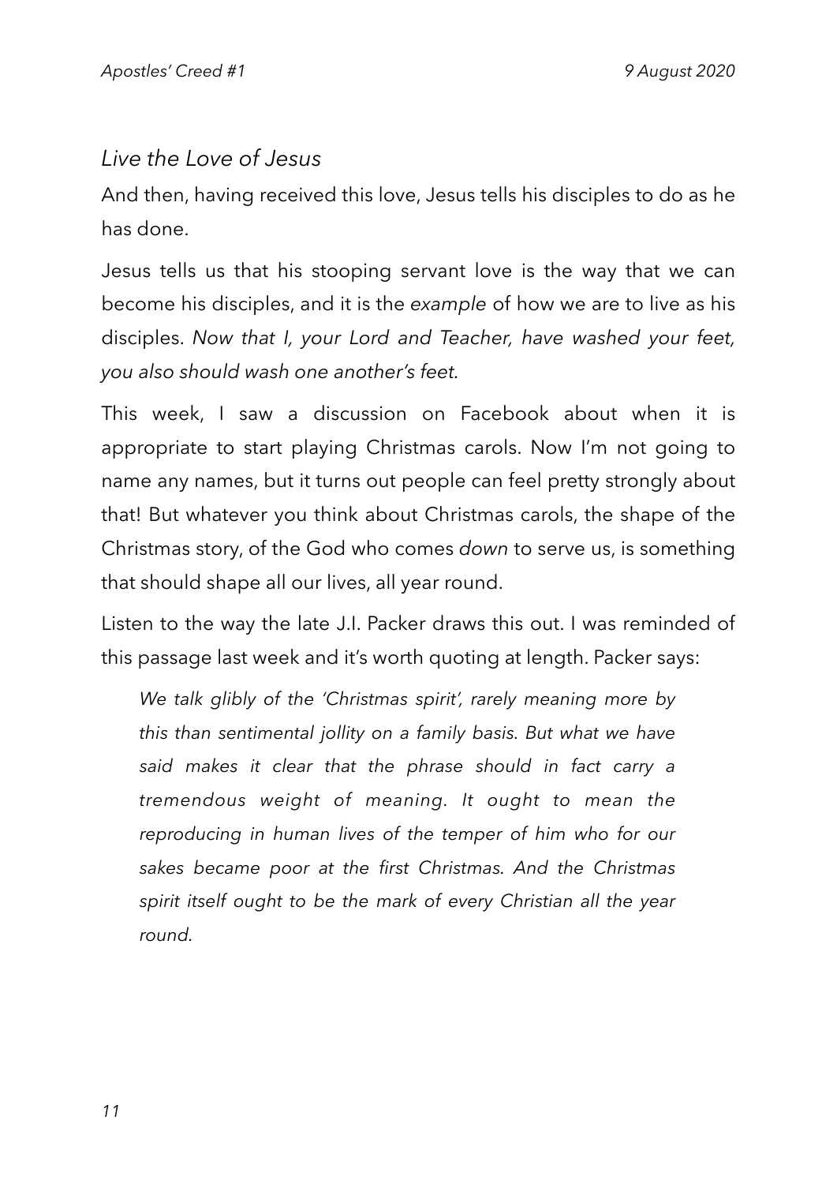### *Live the Love of Jesus*

And then, having received this love, Jesus tells his disciples to do as he has done.

Jesus tells us that his stooping servant love is the way that we can become his disciples, and it is the *example* of how we are to live as his disciples. *Now that I, your Lord and Teacher, have washed your feet, you also should wash one another's feet*.

This week, I saw a discussion on Facebook about when it is appropriate to start playing Christmas carols. Now I'm not going to name any names, but it turns out people can feel pretty strongly about that! But whatever you think about Christmas carols, the shape of the Christmas story, of the God who comes *down* to serve us, is something that should shape all our lives, all year round.

Listen to the way the late J.I. Packer draws this out. I was reminded of this passage last week and it's worth quoting at length. Packer says:

> *We talk glibly of the 'Christmas spirit', rarely meaning more by this than sentimental jollity on a family basis. But what we have said makes it clear that the phrase should in fact carry a tremendous weight of meaning. It ought to mean the reproducing in human lives of the temper of him who for our sakes became poor at the first Christmas. And the Christmas spirit itself ought to be the mark of every Christian all the year round.*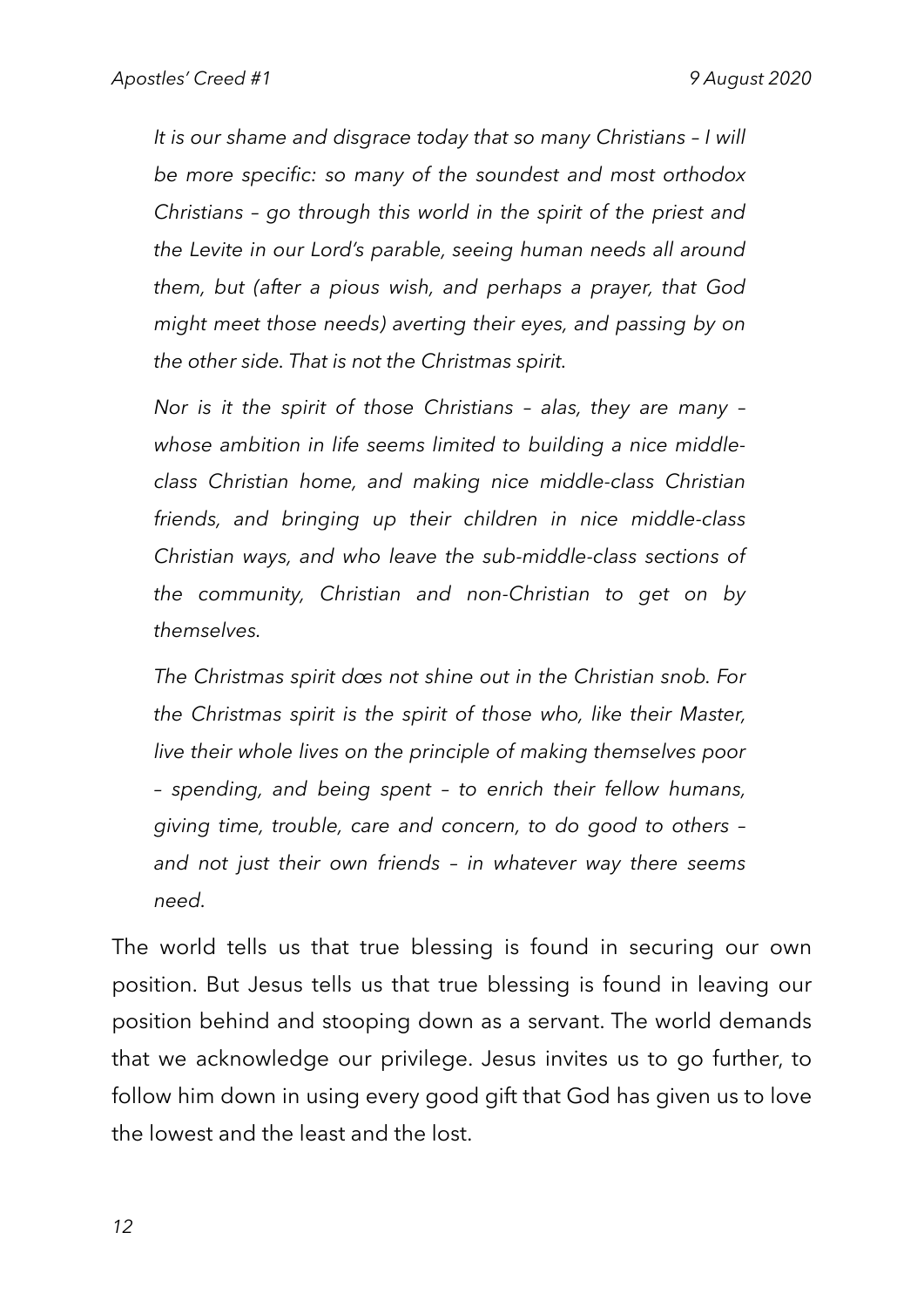*It is our shame and disgrace today that so many Christians – I will be more specific: so many of the soundest and most orthodox Christians – go through this world in the spirit of the priest and the Levite in our Lord's parable, seeing human needs all around them, but (after a pious wish, and perhaps a prayer, that God might meet those needs) averting their eyes, and passing by on the other side. That is not the Christmas spirit.*

*Nor is it the spirit of those Christians – alas, they are many – whose ambition in life seems limited to building a nice middle-class Christian home, and making nice middle-class Christian friends, and bringing up their children in nice middle-class Christian ways, and who leave the sub-middle-class sections of the community, Christian and non-Christian to get on by themselves.*

*The Christmas spirit dœs not shine out in the Christian snob. For the Christmas spirit is the spirit of those who, like their Master, live their whole lives on the principle of making themselves poor – spending, and being spent – to enrich their fellow humans, giving time, trouble, care and concern, to do good to others – and not just their own friends – in whatever way there seems need.*

The world tells us that true blessing is found in securing our own position. But Jesus tells us that true blessing is found in leaving our position behind and stooping down as a servant. The world demands that we acknowledge our privilege. Jesus invites us to go further, to follow him down in using every good gift that God has given us to love the lowest and the least and the lost.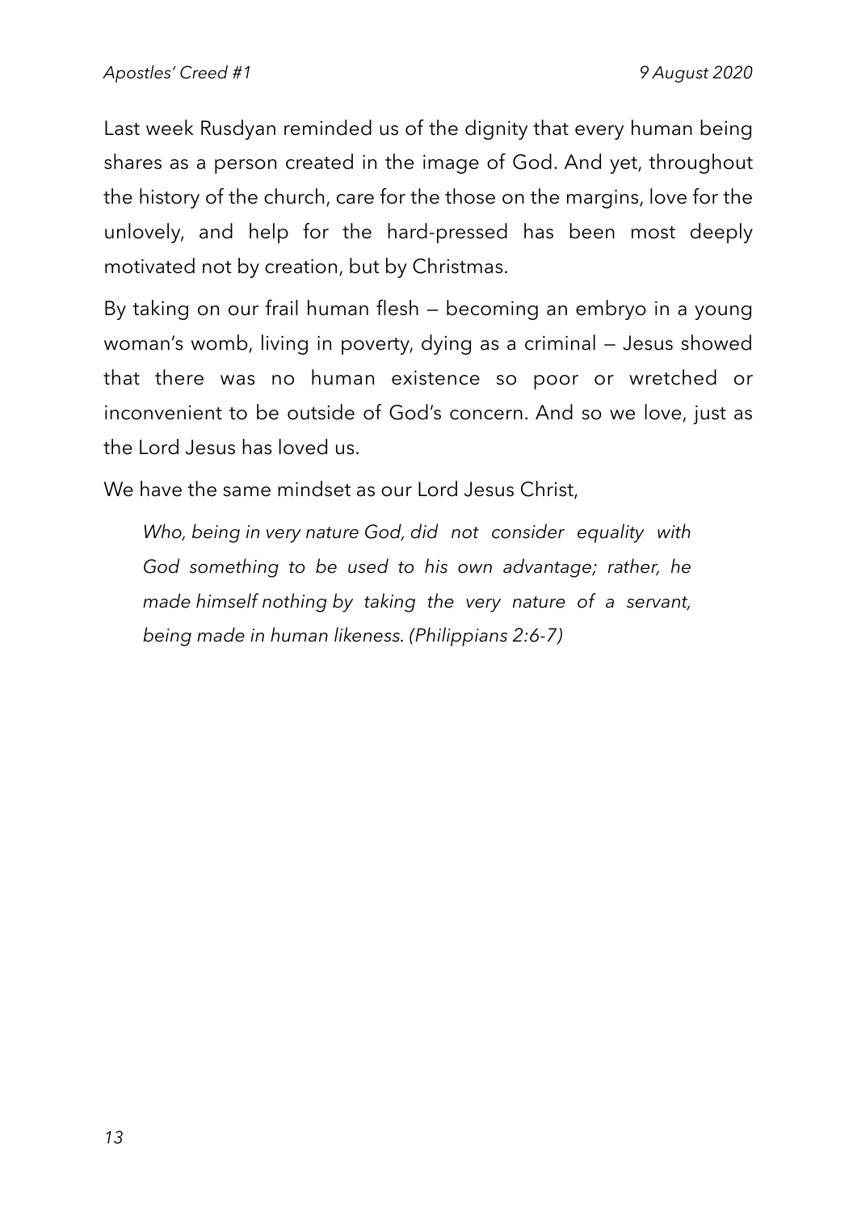Last week Rusdyan reminded us of the dignity that every human being shares as a person created in the image of God. And yet, throughout the history of the church, care for the those on the margins, love for the unlovely, and help for the hard-pressed has been most deeply motivated not by creation, but by Christmas.

By taking on our frail human flesh — becoming an embryo in a young woman's womb, living in poverty, dying as a criminal — Jesus showed that there was no human existence so poor or wretched or inconvenient to be outside of God's concern. And so we love, just as the Lord Jesus has loved us.

We have the same mindset as our Lord Jesus Christ,

> *Who, being in very nature God, did not consider equality with God something to be used to his own advantage; rather, he made himself nothing by taking the very nature of a servant, being made in human likeness. (Philippians 2:6-7)*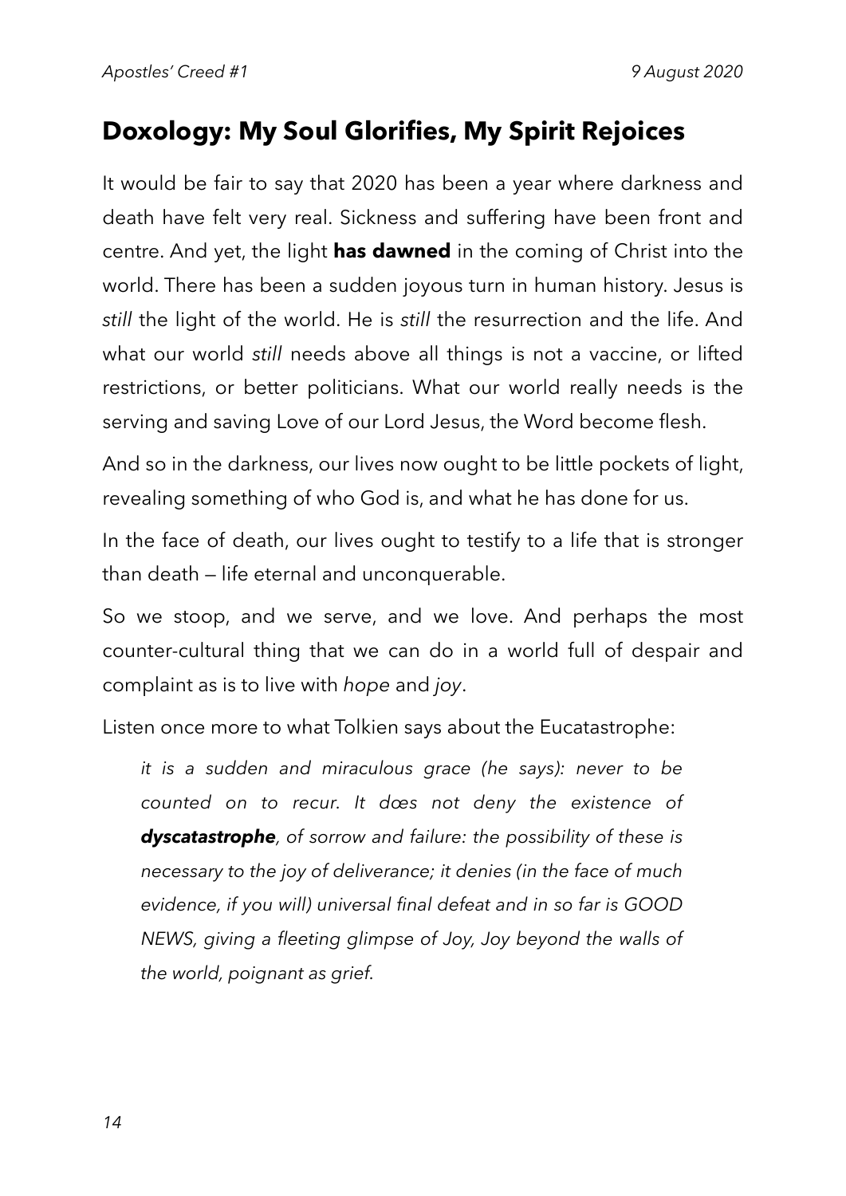## Doxology: My Soul Glorifies, My Spirit Rejoices

It would be fair to say that 2020 has been a year where darkness and death have felt very real. Sickness and suffering have been front and centre. And yet, the light **has dawned** in the coming of Christ into the world. There has been a sudden joyous turn in human history. Jesus is *still* the light of the world. He is *still* the resurrection and the life. And what our world *still* needs above all things is not a vaccine, or lifted restrictions, or better politicians. What our world really needs is the serving and saving Love of our Lord Jesus, the Word become flesh.

And so in the darkness, our lives now ought to be little pockets of light, revealing something of who God is, and what he has done for us.

In the face of death, our lives ought to testify to a life that is stronger than death — life eternal and unconquerable.

So we stoop, and we serve, and we love. And perhaps the most counter-cultural thing that we can do in a world full of despair and complaint as is to live with *hope* and *joy*.

Listen once more to what Tolkien says about the Eucatastrophe:

> *it is a sudden and miraculous grace (he says): never to be counted on to recur. It dœs not deny the existence of* ***dyscatastrophe****, of sorrow and failure: the possibility of these is necessary to the joy of deliverance; it denies (in the face of much evidence, if you will) universal final defeat and in so far is GOOD NEWS, giving a fleeting glimpse of Joy, Joy beyond the walls of the world, poignant as grief.*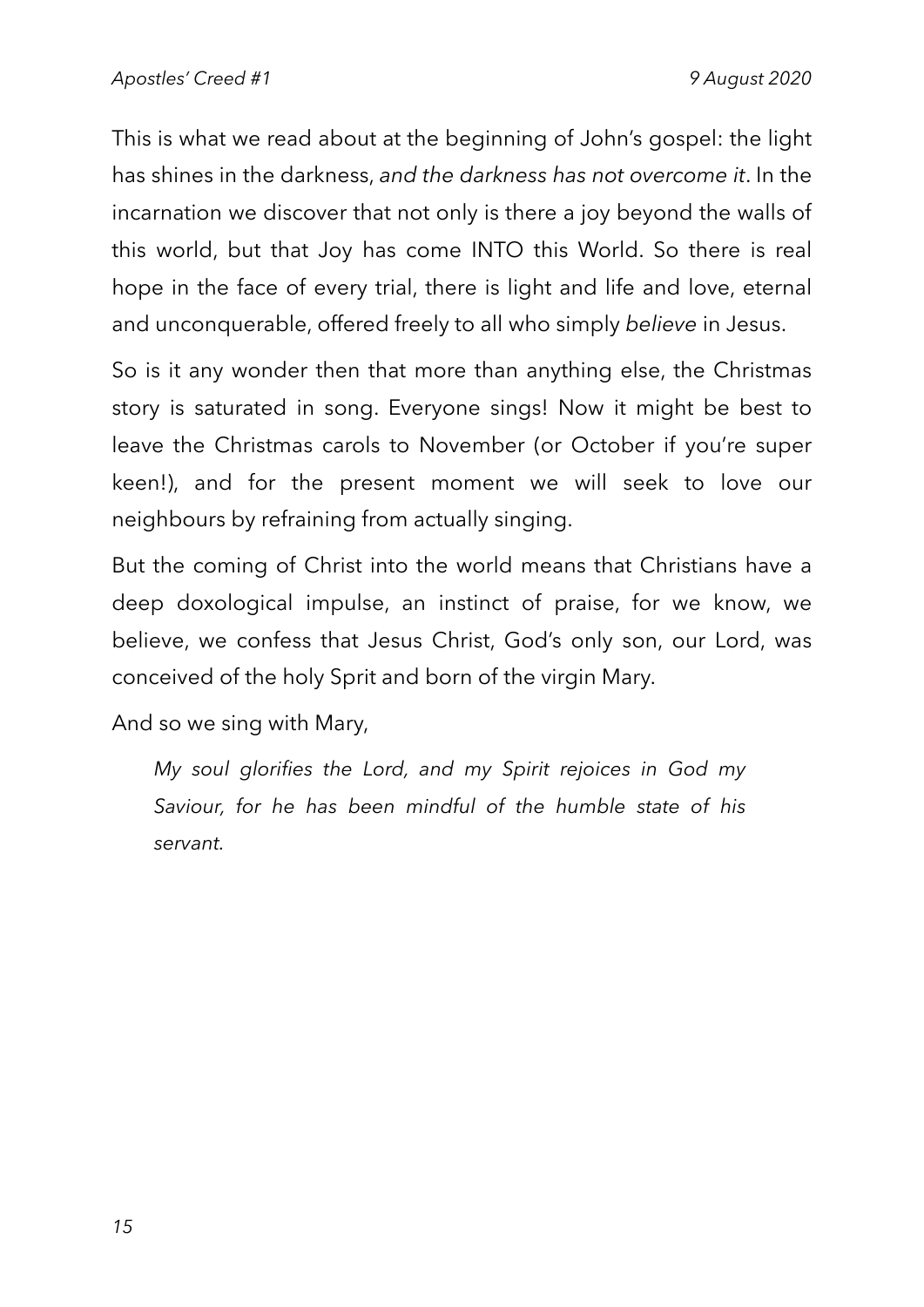This is what we read about at the beginning of John's gospel: the light has shines in the darkness, *and the darkness has not overcome it*. In the incarnation we discover that not only is there a joy beyond the walls of this world, but that Joy has come INTO this World. So there is real hope in the face of every trial, there is light and life and love, eternal and unconquerable, offered freely to all who simply *believe* in Jesus.

So is it any wonder then that more than anything else, the Christmas story is saturated in song. Everyone sings! Now it might be best to leave the Christmas carols to November (or October if you're super keen!), and for the present moment we will seek to love our neighbours by refraining from actually singing.

But the coming of Christ into the world means that Christians have a deep doxological impulse, an instinct of praise, for we know, we believe, we confess that Jesus Christ, God's only son, our Lord, was conceived of the holy Sprit and born of the virgin Mary.

And so we sing with Mary,

> *My soul glorifies the Lord, and my Spirit rejoices in God my Saviour, for he has been mindful of the humble state of his servant.*